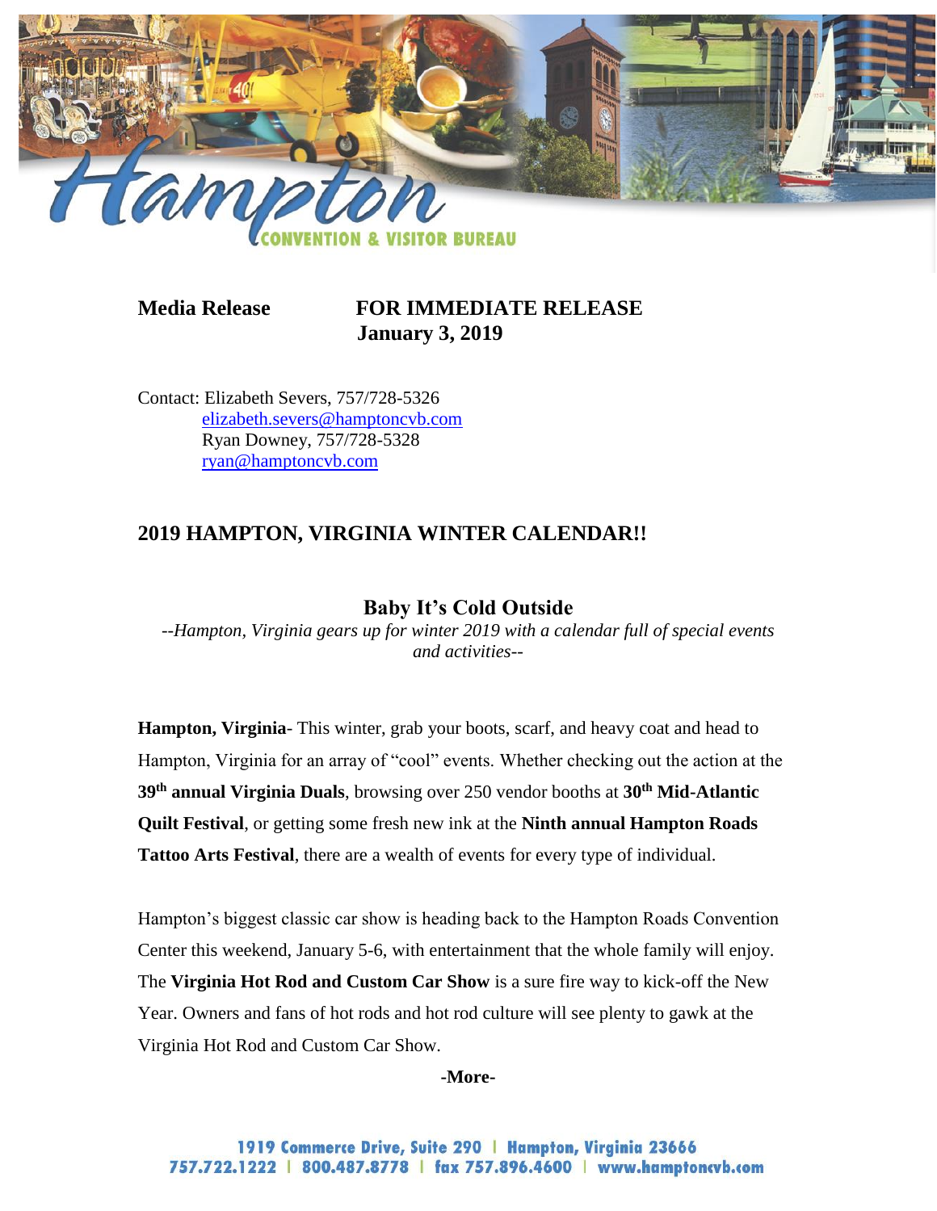Hampton CONVENTION & VISITOR BUREAU

**Media Release** **FOR IMMEDIATE RELEASE**
**January 3, 2019**

Contact: Elizabeth Severs, 757/728-5326
elizabeth.severs@hamptoncvb.com
Ryan Downey, 757/728-5328
ryan@hamptoncvb.com

## 2019 HAMPTON, VIRGINIA WINTER CALENDAR!!

### Baby It's Cold Outside

*--Hampton, Virginia gears up for winter 2019 with a calendar full of special events and activities--*

**Hampton, Virginia**- This winter, grab your boots, scarf, and heavy coat and head to Hampton, Virginia for an array of "cool" events. Whether checking out the action at the **39th annual Virginia Duals**, browsing over 250 vendor booths at **30th Mid-Atlantic Quilt Festival**, or getting some fresh new ink at the **Ninth annual Hampton Roads Tattoo Arts Festival**, there are a wealth of events for every type of individual.

Hampton's biggest classic car show is heading back to the Hampton Roads Convention Center this weekend, January 5-6, with entertainment that the whole family will enjoy. The **Virginia Hot Rod and Custom Car Show** is a sure fire way to kick-off the New Year. Owners and fans of hot rods and hot rod culture will see plenty to gawk at the Virginia Hot Rod and Custom Car Show.

**-More-**

1919 Commerce Drive, Suite 290 | Hampton, Virginia 23666
757.722.1222 | 800.487.8778 | fax 757.896.4600 | www.hamptoncvb.com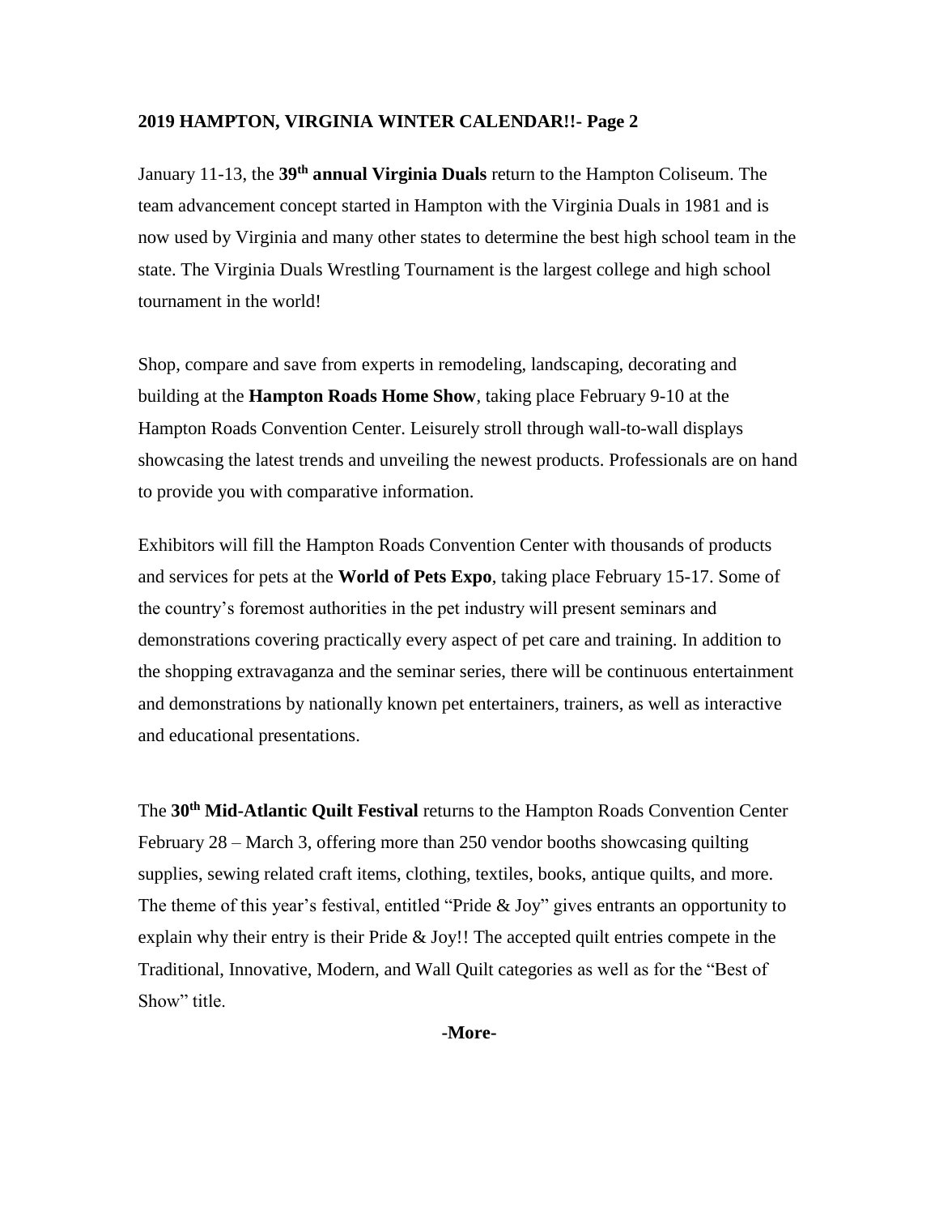**2019 HAMPTON, VIRGINIA WINTER CALENDAR!!- Page 2**

January 11-13, the **39th annual Virginia Duals** return to the Hampton Coliseum. The team advancement concept started in Hampton with the Virginia Duals in 1981 and is now used by Virginia and many other states to determine the best high school team in the state. The Virginia Duals Wrestling Tournament is the largest college and high school tournament in the world!

Shop, compare and save from experts in remodeling, landscaping, decorating and building at the **Hampton Roads Home Show**, taking place February 9-10 at the Hampton Roads Convention Center. Leisurely stroll through wall-to-wall displays showcasing the latest trends and unveiling the newest products. Professionals are on hand to provide you with comparative information.

Exhibitors will fill the Hampton Roads Convention Center with thousands of products and services for pets at the **World of Pets Expo**, taking place February 15-17. Some of the country's foremost authorities in the pet industry will present seminars and demonstrations covering practically every aspect of pet care and training. In addition to the shopping extravaganza and the seminar series, there will be continuous entertainment and demonstrations by nationally known pet entertainers, trainers, as well as interactive and educational presentations.

The **30th Mid-Atlantic Quilt Festival** returns to the Hampton Roads Convention Center February 28 – March 3, offering more than 250 vendor booths showcasing quilting supplies, sewing related craft items, clothing, textiles, books, antique quilts, and more. The theme of this year's festival, entitled "Pride & Joy" gives entrants an opportunity to explain why their entry is their Pride & Joy!! The accepted quilt entries compete in the Traditional, Innovative, Modern, and Wall Quilt categories as well as for the "Best of Show" title.

**-More-**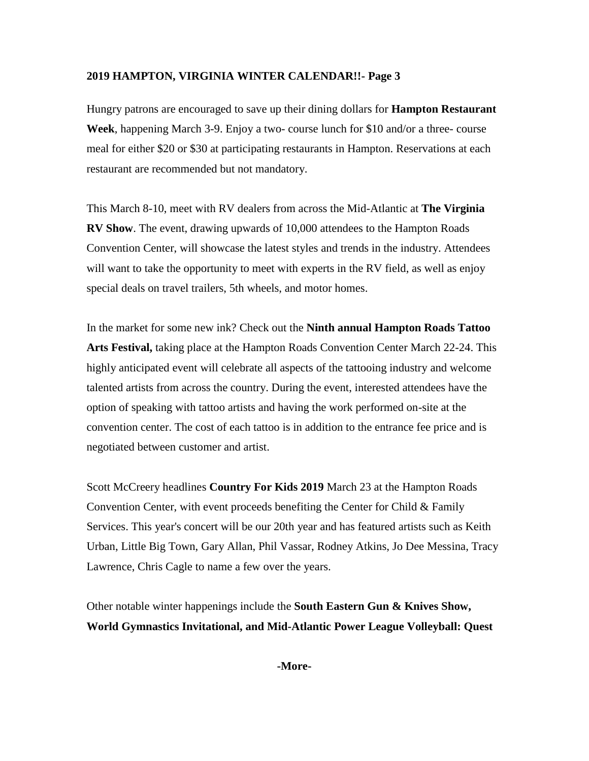**2019 HAMPTON, VIRGINIA WINTER CALENDAR!!- Page 3**

Hungry patrons are encouraged to save up their dining dollars for **Hampton Restaurant Week**, happening March 3-9. Enjoy a two- course lunch for $10 and/or a three- course meal for either $20 or $30 at participating restaurants in Hampton. Reservations at each restaurant are recommended but not mandatory.

This March 8-10, meet with RV dealers from across the Mid-Atlantic at **The Virginia RV Show**. The event, drawing upwards of 10,000 attendees to the Hampton Roads Convention Center, will showcase the latest styles and trends in the industry. Attendees will want to take the opportunity to meet with experts in the RV field, as well as enjoy special deals on travel trailers, 5th wheels, and motor homes.

In the market for some new ink? Check out the **Ninth annual Hampton Roads Tattoo Arts Festival,** taking place at the Hampton Roads Convention Center March 22-24. This highly anticipated event will celebrate all aspects of the tattooing industry and welcome talented artists from across the country. During the event, interested attendees have the option of speaking with tattoo artists and having the work performed on-site at the convention center. The cost of each tattoo is in addition to the entrance fee price and is negotiated between customer and artist.

Scott McCreery headlines **Country For Kids 2019** March 23 at the Hampton Roads Convention Center, with event proceeds benefiting the Center for Child & Family Services. This year's concert will be our 20th year and has featured artists such as Keith Urban, Little Big Town, Gary Allan, Phil Vassar, Rodney Atkins, Jo Dee Messina, Tracy Lawrence, Chris Cagle to name a few over the years.

Other notable winter happenings include the **South Eastern Gun & Knives Show, World Gymnastics Invitational, and Mid-Atlantic Power League Volleyball: Quest**

**-More-**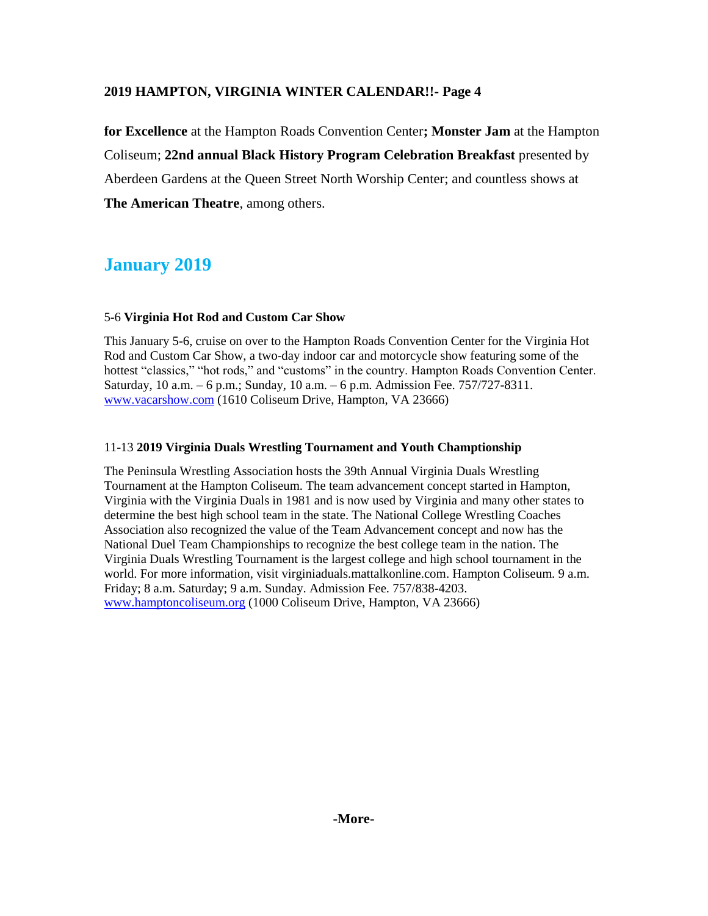**for Excellence** at the Hampton Roads Convention Center**; Monster Jam** at the Hampton Coliseum; **22nd annual Black History Program Celebration Breakfast** presented by Aberdeen Gardens at the Queen Street North Worship Center; and countless shows at **The American Theatre**, among others.

## January 2019

5-6 **Virginia Hot Rod and Custom Car Show**

This January 5-6, cruise on over to the Hampton Roads Convention Center for the Virginia Hot Rod and Custom Car Show, a two-day indoor car and motorcycle show featuring some of the hottest "classics," "hot rods," and "customs" in the country. Hampton Roads Convention Center. Saturday, 10 a.m. – 6 p.m.; Sunday, 10 a.m. – 6 p.m. Admission Fee. 757/727-8311. www.vacarshow.com (1610 Coliseum Drive, Hampton, VA 23666)

11-13 **2019 Virginia Duals Wrestling Tournament and Youth Champtionship**

The Peninsula Wrestling Association hosts the 39th Annual Virginia Duals Wrestling Tournament at the Hampton Coliseum. The team advancement concept started in Hampton, Virginia with the Virginia Duals in 1981 and is now used by Virginia and many other states to determine the best high school team in the state. The National College Wrestling Coaches Association also recognized the value of the Team Advancement concept and now has the National Duel Team Championships to recognize the best college team in the nation. The Virginia Duals Wrestling Tournament is the largest college and high school tournament in the world. For more information, visit virginiaduals.mattalkonline.com. Hampton Coliseum. 9 a.m. Friday; 8 a.m. Saturday; 9 a.m. Sunday. Admission Fee. 757/838-4203. www.hamptoncoliseum.org (1000 Coliseum Drive, Hampton, VA 23666)

**-More-**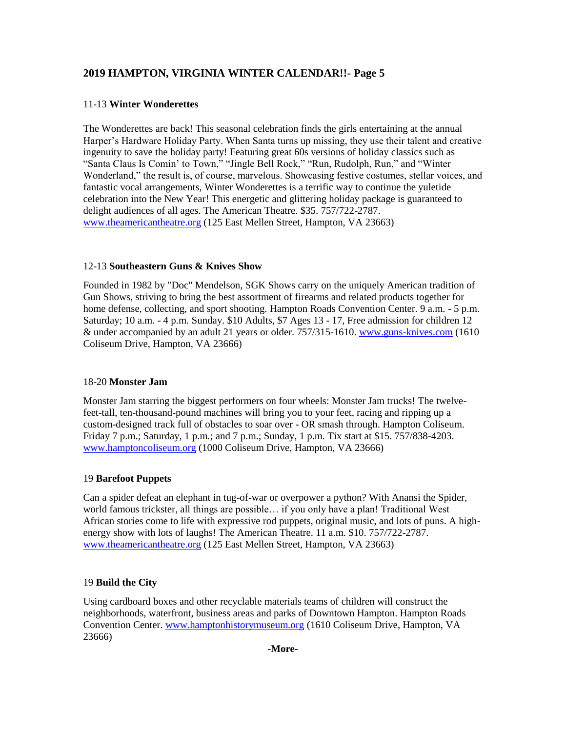## 2019 HAMPTON, VIRGINIA WINTER CALENDAR!!- Page 5

11-13 **Winter Wonderettes**

The Wonderettes are back! This seasonal celebration finds the girls entertaining at the annual Harper's Hardware Holiday Party. When Santa turns up missing, they use their talent and creative ingenuity to save the holiday party! Featuring great 60s versions of holiday classics such as "Santa Claus Is Comin' to Town," "Jingle Bell Rock," "Run, Rudolph, Run," and "Winter Wonderland," the result is, of course, marvelous. Showcasing festive costumes, stellar voices, and fantastic vocal arrangements, Winter Wonderettes is a terrific way to continue the yuletide celebration into the New Year! This energetic and glittering holiday package is guaranteed to delight audiences of all ages. The American Theatre. $35. 757/722-2787. www.theamericantheatre.org (125 East Mellen Street, Hampton, VA 23663)

12-13 **Southeastern Guns & Knives Show**

Founded in 1982 by "Doc" Mendelson, SGK Shows carry on the uniquely American tradition of Gun Shows, striving to bring the best assortment of firearms and related products together for home defense, collecting, and sport shooting. Hampton Roads Convention Center. 9 a.m. - 5 p.m. Saturday; 10 a.m. - 4 p.m. Sunday. $10 Adults, $7 Ages 13 - 17, Free admission for children 12 & under accompanied by an adult 21 years or older. 757/315-1610. www.guns-knives.com (1610 Coliseum Drive, Hampton, VA 23666)

18-20 **Monster Jam**

Monster Jam starring the biggest performers on four wheels: Monster Jam trucks! The twelve-feet-tall, ten-thousand-pound machines will bring you to your feet, racing and ripping up a custom-designed track full of obstacles to soar over - OR smash through. Hampton Coliseum. Friday 7 p.m.; Saturday, 1 p.m.; and 7 p.m.; Sunday, 1 p.m. Tix start at $15. 757/838-4203. www.hamptoncoliseum.org (1000 Coliseum Drive, Hampton, VA 23666)

19 **Barefoot Puppets**

Can a spider defeat an elephant in tug-of-war or overpower a python? With Anansi the Spider, world famous trickster, all things are possible… if you only have a plan! Traditional West African stories come to life with expressive rod puppets, original music, and lots of puns. A high-energy show with lots of laughs! The American Theatre. 11 a.m. $10. 757/722-2787. www.theamericantheatre.org (125 East Mellen Street, Hampton, VA 23663)

19 **Build the City**

Using cardboard boxes and other recyclable materials teams of children will construct the neighborhoods, waterfront, business areas and parks of Downtown Hampton. Hampton Roads Convention Center. www.hamptonhistorymuseum.org (1610 Coliseum Drive, Hampton, VA 23666)

**-More-**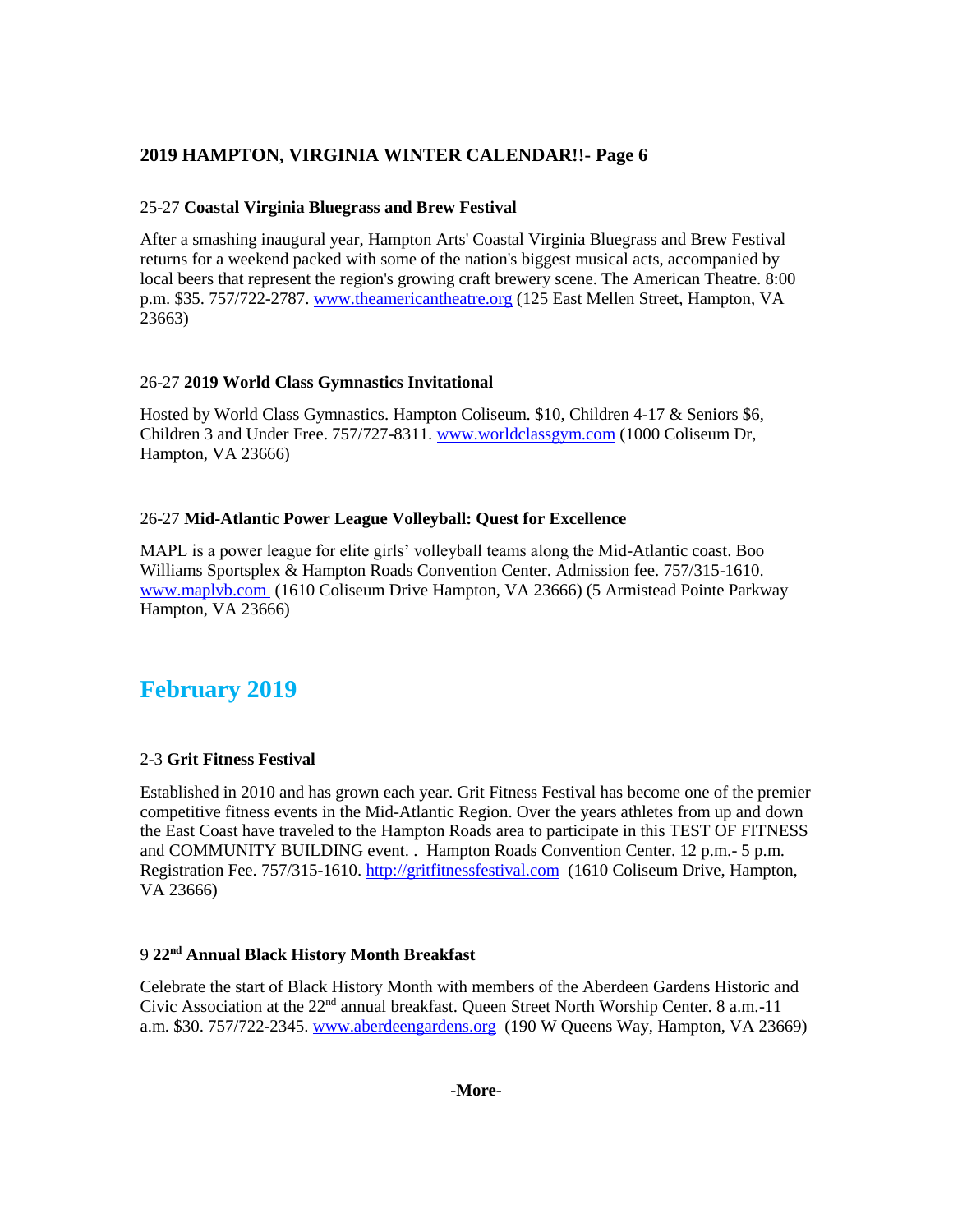## 2019 HAMPTON, VIRGINIA WINTER CALENDAR!!- Page 6

25-27 **Coastal Virginia Bluegrass and Brew Festival**

After a smashing inaugural year, Hampton Arts' Coastal Virginia Bluegrass and Brew Festival returns for a weekend packed with some of the nation's biggest musical acts, accompanied by local beers that represent the region's growing craft brewery scene. The American Theatre. 8:00 p.m. $35. 757/722-2787. www.theamericantheatre.org (125 East Mellen Street, Hampton, VA 23663)

26-27 **2019 World Class Gymnastics Invitational**

Hosted by World Class Gymnastics. Hampton Coliseum. $10, Children 4-17 & Seniors $6, Children 3 and Under Free. 757/727-8311. www.worldclassgym.com (1000 Coliseum Dr, Hampton, VA 23666)

26-27 **Mid-Atlantic Power League Volleyball: Quest for Excellence**

MAPL is a power league for elite girls' volleyball teams along the Mid-Atlantic coast. Boo Williams Sportsplex & Hampton Roads Convention Center. Admission fee. 757/315-1610. www.maplvb.com (1610 Coliseum Drive Hampton, VA 23666) (5 Armistead Pointe Parkway Hampton, VA 23666)

# February 2019

2-3 **Grit Fitness Festival**

Established in 2010 and has grown each year. Grit Fitness Festival has become one of the premier competitive fitness events in the Mid-Atlantic Region. Over the years athletes from up and down the East Coast have traveled to the Hampton Roads area to participate in this TEST OF FITNESS and COMMUNITY BUILDING event. . Hampton Roads Convention Center. 12 p.m.- 5 p.m. Registration Fee. 757/315-1610. http://gritfitnessfestival.com (1610 Coliseum Drive, Hampton, VA 23666)

9 **22nd Annual Black History Month Breakfast**

Celebrate the start of Black History Month with members of the Aberdeen Gardens Historic and Civic Association at the 22nd annual breakfast. Queen Street North Worship Center. 8 a.m.-11 a.m. $30. 757/722-2345. www.aberdeengardens.org (190 W Queens Way, Hampton, VA 23669)

**-More-**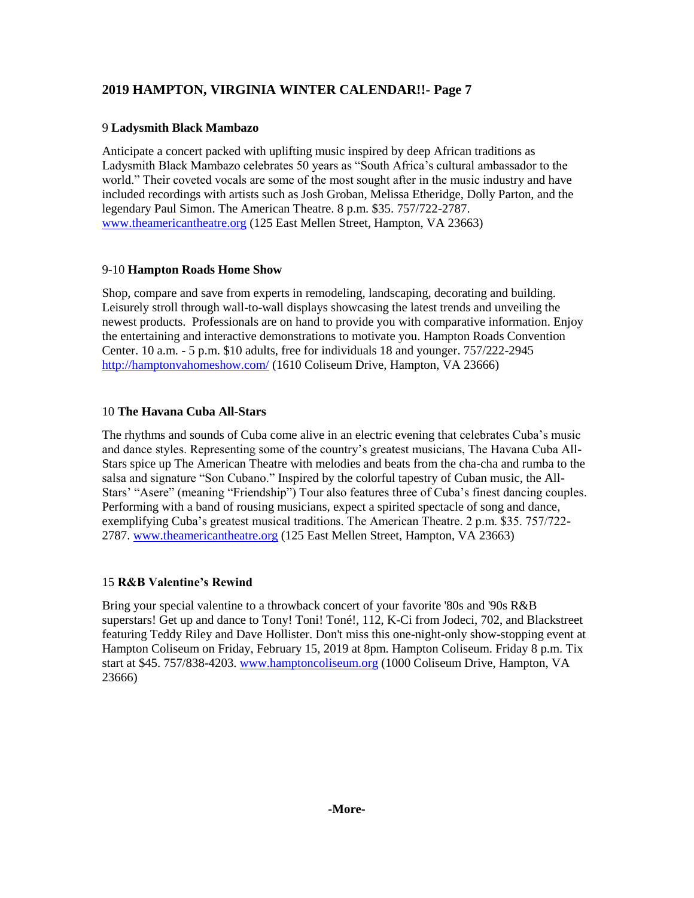## 2019 HAMPTON, VIRGINIA WINTER CALENDAR!!- Page 7

9 **Ladysmith Black Mambazo**

Anticipate a concert packed with uplifting music inspired by deep African traditions as Ladysmith Black Mambazo celebrates 50 years as "South Africa's cultural ambassador to the world." Their coveted vocals are some of the most sought after in the music industry and have included recordings with artists such as Josh Groban, Melissa Etheridge, Dolly Parton, and the legendary Paul Simon. The American Theatre. 8 p.m. $35. 757/722-2787. www.theamericantheatre.org (125 East Mellen Street, Hampton, VA 23663)

9-10 **Hampton Roads Home Show**

Shop, compare and save from experts in remodeling, landscaping, decorating and building. Leisurely stroll through wall-to-wall displays showcasing the latest trends and unveiling the newest products. Professionals are on hand to provide you with comparative information. Enjoy the entertaining and interactive demonstrations to motivate you. Hampton Roads Convention Center. 10 a.m. - 5 p.m. $10 adults, free for individuals 18 and younger. 757/222-2945 http://hamptonvahomeshow.com/ (1610 Coliseum Drive, Hampton, VA 23666)

10 **The Havana Cuba All-Stars**

The rhythms and sounds of Cuba come alive in an electric evening that celebrates Cuba's music and dance styles. Representing some of the country's greatest musicians, The Havana Cuba All-Stars spice up The American Theatre with melodies and beats from the cha-cha and rumba to the salsa and signature "Son Cubano." Inspired by the colorful tapestry of Cuban music, the All-Stars' "Asere" (meaning "Friendship") Tour also features three of Cuba's finest dancing couples. Performing with a band of rousing musicians, expect a spirited spectacle of song and dance, exemplifying Cuba's greatest musical traditions. The American Theatre. 2 p.m. $35. 757/722-2787. www.theamericantheatre.org (125 East Mellen Street, Hampton, VA 23663)

15 **R&B Valentine's Rewind**

Bring your special valentine to a throwback concert of your favorite '80s and '90s R&B superstars! Get up and dance to Tony! Toni! Toné!, 112, K-Ci from Jodeci, 702, and Blackstreet featuring Teddy Riley and Dave Hollister. Don't miss this one-night-only show-stopping event at Hampton Coliseum on Friday, February 15, 2019 at 8pm. Hampton Coliseum. Friday 8 p.m. Tix start at $45. 757/838-4203. www.hamptoncoliseum.org (1000 Coliseum Drive, Hampton, VA 23666)

**-More-**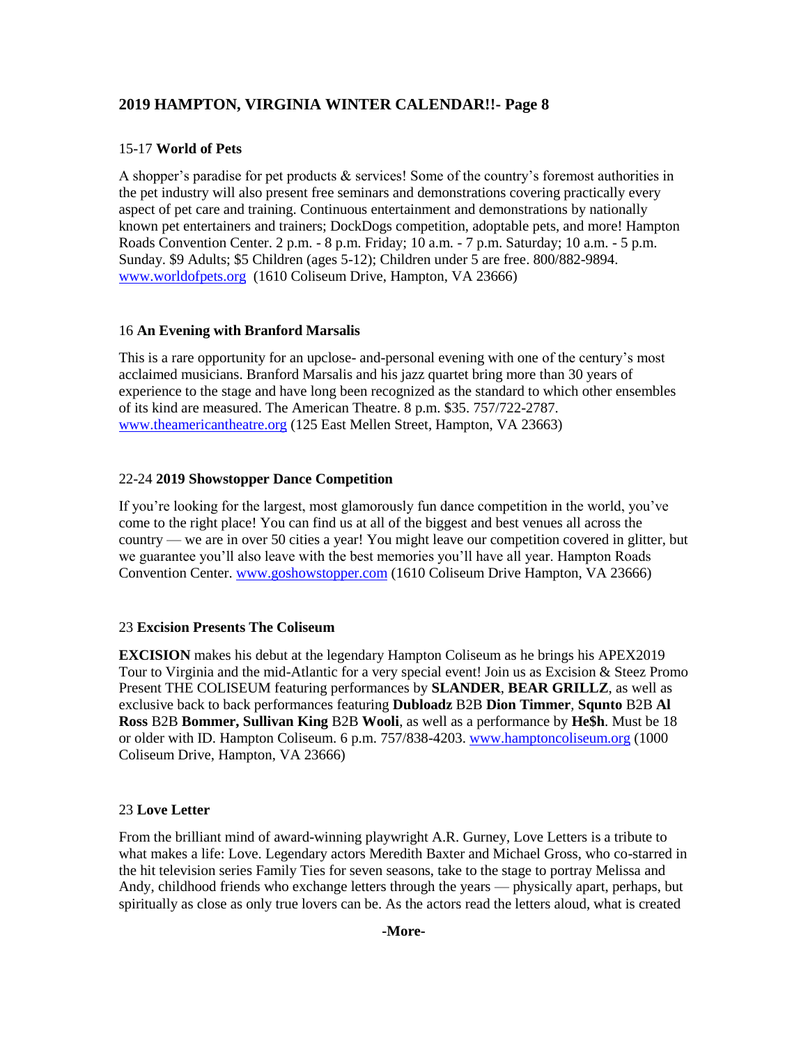## 2019 HAMPTON, VIRGINIA WINTER CALENDAR!!- Page 8

15-17 **World of Pets**

A shopper's paradise for pet products & services! Some of the country's foremost authorities in the pet industry will also present free seminars and demonstrations covering practically every aspect of pet care and training. Continuous entertainment and demonstrations by nationally known pet entertainers and trainers; DockDogs competition, adoptable pets, and more! Hampton Roads Convention Center. 2 p.m. - 8 p.m. Friday; 10 a.m. - 7 p.m. Saturday; 10 a.m. - 5 p.m. Sunday. $9 Adults; $5 Children (ages 5-12); Children under 5 are free. 800/882-9894. www.worldofpets.org (1610 Coliseum Drive, Hampton, VA 23666)

16 **An Evening with Branford Marsalis**

This is a rare opportunity for an upclose- and-personal evening with one of the century's most acclaimed musicians. Branford Marsalis and his jazz quartet bring more than 30 years of experience to the stage and have long been recognized as the standard to which other ensembles of its kind are measured. The American Theatre. 8 p.m. $35. 757/722-2787. www.theamericantheatre.org (125 East Mellen Street, Hampton, VA 23663)

22-24 **2019 Showstopper Dance Competition**

If you're looking for the largest, most glamorously fun dance competition in the world, you've come to the right place! You can find us at all of the biggest and best venues all across the country — we are in over 50 cities a year! You might leave our competition covered in glitter, but we guarantee you'll also leave with the best memories you'll have all year. Hampton Roads Convention Center. www.goshowstopper.com (1610 Coliseum Drive Hampton, VA 23666)

23 **Excision Presents The Coliseum**

**EXCISION** makes his debut at the legendary Hampton Coliseum as he brings his APEX2019 Tour to Virginia and the mid-Atlantic for a very special event! Join us as Excision & Steez Promo Present THE COLISEUM featuring performances by **SLANDER**, **BEAR GRILLZ**, as well as exclusive back to back performances featuring **Dubloadz** B2B **Dion Timmer**, **Squnto** B2B **Al Ross** B2B **Bommer, Sullivan King** B2B **Wooli**, as well as a performance by **He$h**. Must be 18 or older with ID. Hampton Coliseum. 6 p.m. 757/838-4203. www.hamptoncoliseum.org (1000 Coliseum Drive, Hampton, VA 23666)

23 **Love Letter**

From the brilliant mind of award-winning playwright A.R. Gurney, Love Letters is a tribute to what makes a life: Love. Legendary actors Meredith Baxter and Michael Gross, who co-starred in the hit television series Family Ties for seven seasons, take to the stage to portray Melissa and Andy, childhood friends who exchange letters through the years — physically apart, perhaps, but spiritually as close as only true lovers can be. As the actors read the letters aloud, what is created

**-More-**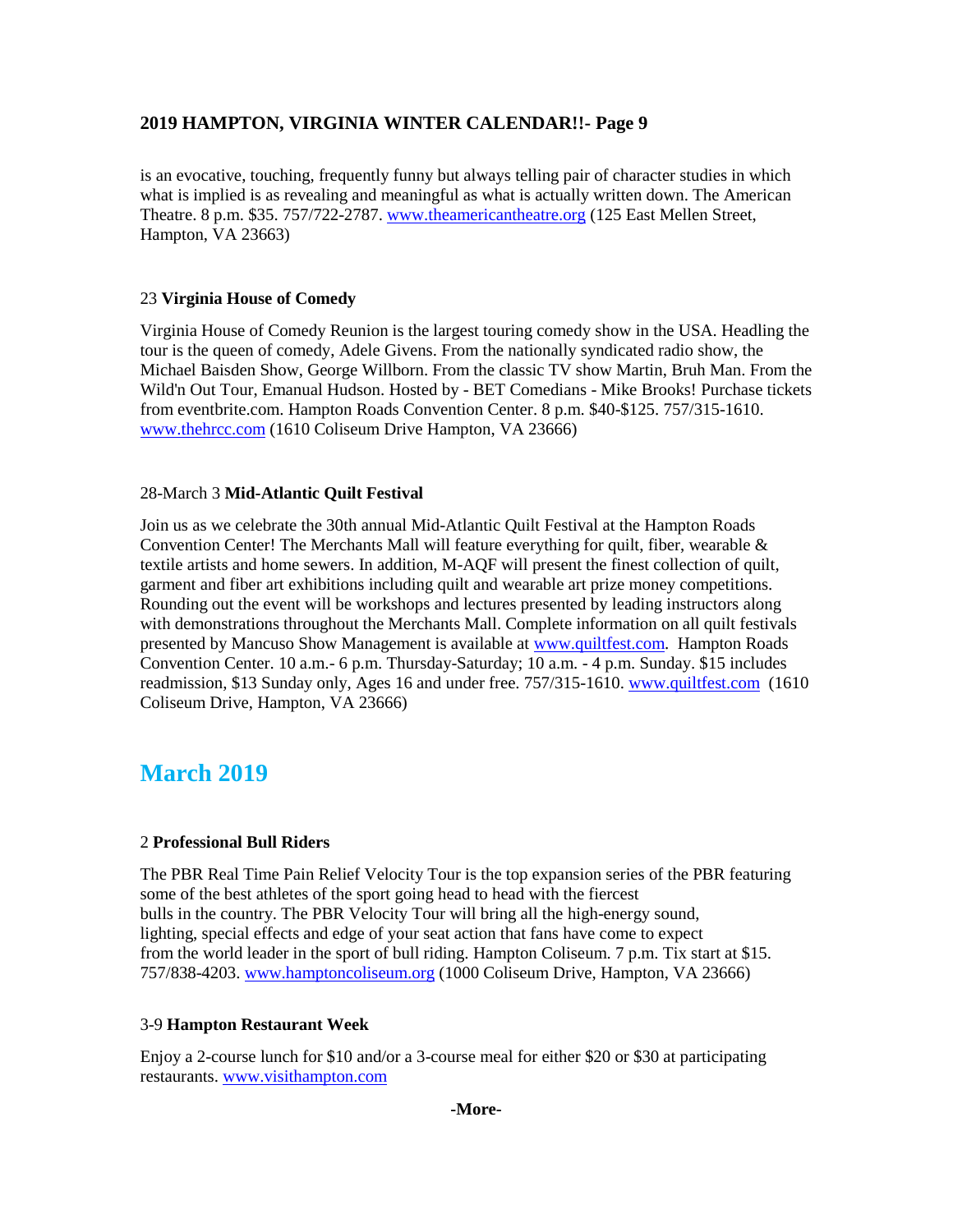is an evocative, touching, frequently funny but always telling pair of character studies in which what is implied is as revealing and meaningful as what is actually written down. The American Theatre. 8 p.m. $35. 757/722-2787. www.theamericantheatre.org (125 East Mellen Street, Hampton, VA 23663)

23 **Virginia House of Comedy**

Virginia House of Comedy Reunion is the largest touring comedy show in the USA. Headling the tour is the queen of comedy, Adele Givens. From the nationally syndicated radio show, the Michael Baisden Show, George Willborn. From the classic TV show Martin, Bruh Man. From the Wild'n Out Tour, Emanual Hudson. Hosted by - BET Comedians - Mike Brooks! Purchase tickets from eventbrite.com. Hampton Roads Convention Center. 8 p.m. $40-$125. 757/315-1610. www.thehrcc.com (1610 Coliseum Drive Hampton, VA 23666)

28-March 3 **Mid-Atlantic Quilt Festival**

Join us as we celebrate the 30th annual Mid-Atlantic Quilt Festival at the Hampton Roads Convention Center! The Merchants Mall will feature everything for quilt, fiber, wearable & textile artists and home sewers. In addition, M-AQF will present the finest collection of quilt, garment and fiber art exhibitions including quilt and wearable art prize money competitions. Rounding out the event will be workshops and lectures presented by leading instructors along with demonstrations throughout the Merchants Mall. Complete information on all quilt festivals presented by Mancuso Show Management is available at www.quiltfest.com. Hampton Roads Convention Center. 10 a.m.- 6 p.m. Thursday-Saturday; 10 a.m. - 4 p.m. Sunday. $15 includes readmission, $13 Sunday only, Ages 16 and under free. 757/315-1610. www.quiltfest.com (1610 Coliseum Drive, Hampton, VA 23666)

## March 2019

2 **Professional Bull Riders**

The PBR Real Time Pain Relief Velocity Tour is the top expansion series of the PBR featuring some of the best athletes of the sport going head to head with the fiercest bulls in the country. The PBR Velocity Tour will bring all the high-energy sound, lighting, special effects and edge of your seat action that fans have come to expect from the world leader in the sport of bull riding. Hampton Coliseum. 7 p.m. Tix start at $15. 757/838-4203. www.hamptoncoliseum.org (1000 Coliseum Drive, Hampton, VA 23666)

3-9 **Hampton Restaurant Week**

Enjoy a 2-course lunch for $10 and/or a 3-course meal for either $20 or $30 at participating restaurants. www.visithampton.com

**-More-**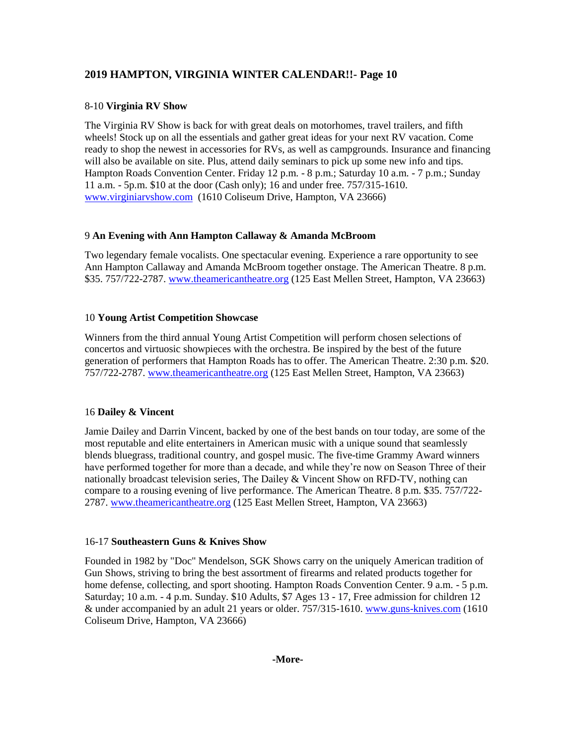## 2019 HAMPTON, VIRGINIA WINTER CALENDAR!!- Page 10

8-10 **Virginia RV Show**

The Virginia RV Show is back for with great deals on motorhomes, travel trailers, and fifth wheels! Stock up on all the essentials and gather great ideas for your next RV vacation. Come ready to shop the newest in accessories for RVs, as well as campgrounds. Insurance and financing will also be available on site. Plus, attend daily seminars to pick up some new info and tips. Hampton Roads Convention Center. Friday 12 p.m. - 8 p.m.; Saturday 10 a.m. - 7 p.m.; Sunday 11 a.m. - 5p.m. $10 at the door (Cash only); 16 and under free. 757/315-1610. www.virginiarvshow.com (1610 Coliseum Drive, Hampton, VA 23666)

9 **An Evening with Ann Hampton Callaway & Amanda McBroom**

Two legendary female vocalists. One spectacular evening. Experience a rare opportunity to see Ann Hampton Callaway and Amanda McBroom together onstage. The American Theatre. 8 p.m. $35. 757/722-2787. www.theamericantheatre.org (125 East Mellen Street, Hampton, VA 23663)

10 **Young Artist Competition Showcase**

Winners from the third annual Young Artist Competition will perform chosen selections of concertos and virtuosic showpieces with the orchestra. Be inspired by the best of the future generation of performers that Hampton Roads has to offer. The American Theatre. 2:30 p.m. $20. 757/722-2787. www.theamericantheatre.org (125 East Mellen Street, Hampton, VA 23663)

16 **Dailey & Vincent**

Jamie Dailey and Darrin Vincent, backed by one of the best bands on tour today, are some of the most reputable and elite entertainers in American music with a unique sound that seamlessly blends bluegrass, traditional country, and gospel music. The five-time Grammy Award winners have performed together for more than a decade, and while they're now on Season Three of their nationally broadcast television series, The Dailey & Vincent Show on RFD-TV, nothing can compare to a rousing evening of live performance. The American Theatre. 8 p.m. $35. 757/722-2787. www.theamericantheatre.org (125 East Mellen Street, Hampton, VA 23663)

16-17 **Southeastern Guns & Knives Show**

Founded in 1982 by "Doc" Mendelson, SGK Shows carry on the uniquely American tradition of Gun Shows, striving to bring the best assortment of firearms and related products together for home defense, collecting, and sport shooting. Hampton Roads Convention Center. 9 a.m. - 5 p.m. Saturday; 10 a.m. - 4 p.m. Sunday. $10 Adults, $7 Ages 13 - 17, Free admission for children 12 & under accompanied by an adult 21 years or older. 757/315-1610. www.guns-knives.com (1610 Coliseum Drive, Hampton, VA 23666)

**-More-**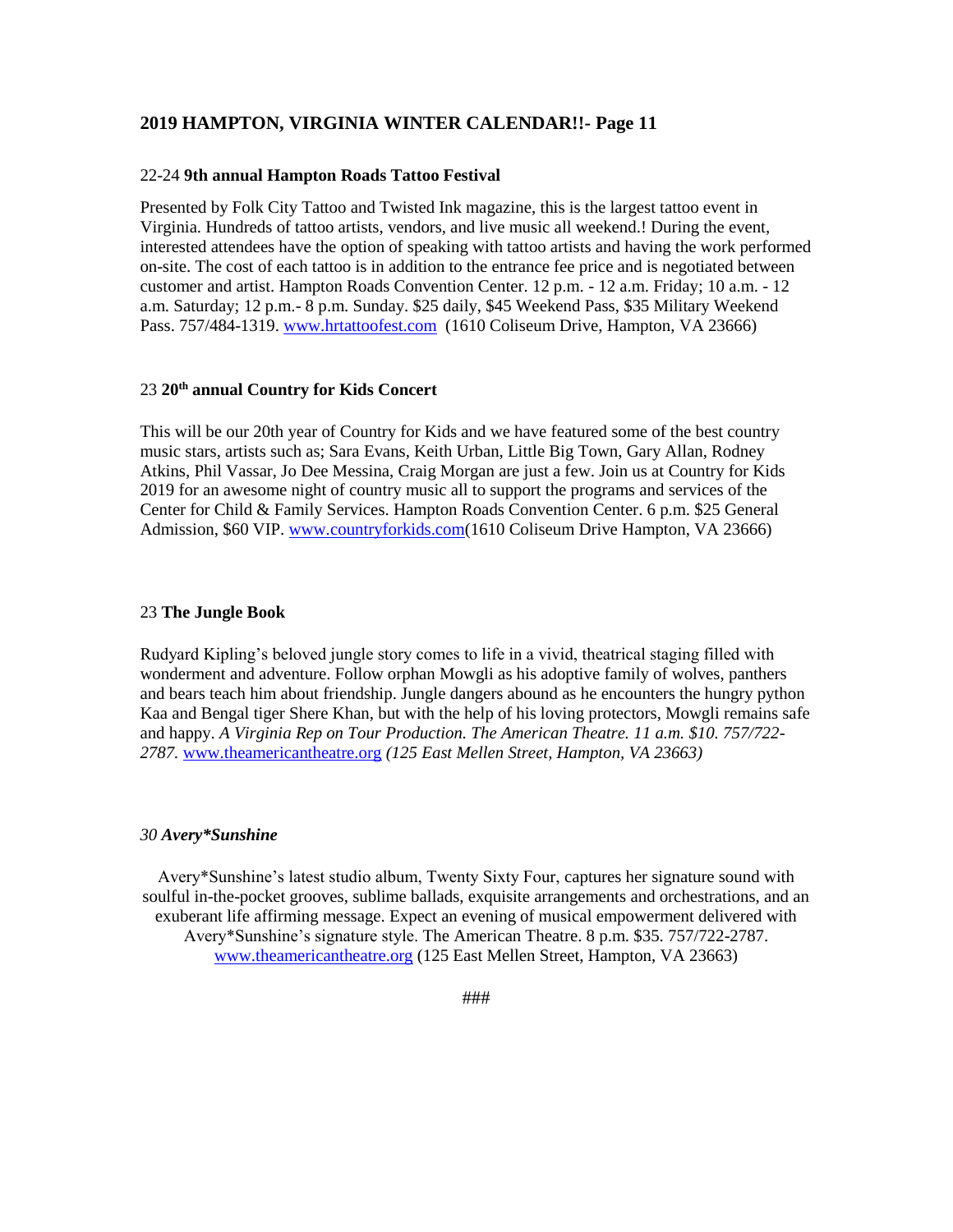## 2019 HAMPTON, VIRGINIA WINTER CALENDAR!!- Page 11

22-24 **9th annual Hampton Roads Tattoo Festival**

Presented by Folk City Tattoo and Twisted Ink magazine, this is the largest tattoo event in Virginia. Hundreds of tattoo artists, vendors, and live music all weekend.! During the event, interested attendees have the option of speaking with tattoo artists and having the work performed on-site. The cost of each tattoo is in addition to the entrance fee price and is negotiated between customer and artist. Hampton Roads Convention Center. 12 p.m. - 12 a.m. Friday; 10 a.m. - 12 a.m. Saturday; 12 p.m.- 8 p.m. Sunday. $25 daily, $45 Weekend Pass, $35 Military Weekend Pass. 757/484-1319. www.hrtattoofest.com (1610 Coliseum Drive, Hampton, VA 23666)

23 **20th annual Country for Kids Concert**

This will be our 20th year of Country for Kids and we have featured some of the best country music stars, artists such as; Sara Evans, Keith Urban, Little Big Town, Gary Allan, Rodney Atkins, Phil Vassar, Jo Dee Messina, Craig Morgan are just a few. Join us at Country for Kids 2019 for an awesome night of country music all to support the programs and services of the Center for Child & Family Services. Hampton Roads Convention Center. 6 p.m. $25 General Admission, $60 VIP. www.countryforkids.com(1610 Coliseum Drive Hampton, VA 23666)

23 **The Jungle Book**

Rudyard Kipling's beloved jungle story comes to life in a vivid, theatrical staging filled with wonderment and adventure. Follow orphan Mowgli as his adoptive family of wolves, panthers and bears teach him about friendship. Jungle dangers abound as he encounters the hungry python Kaa and Bengal tiger Shere Khan, but with the help of his loving protectors, Mowgli remains safe and happy. *A Virginia Rep on Tour Production. The American Theatre. 11 a.m. $10. 757/722-2787.* www.theamericantheatre.org *(125 East Mellen Street, Hampton, VA 23663)*

*30* ***Avery*Sunshine***

Avery*Sunshine's latest studio album, Twenty Sixty Four, captures her signature sound with soulful in-the-pocket grooves, sublime ballads, exquisite arrangements and orchestrations, and an exuberant life affirming message. Expect an evening of musical empowerment delivered with Avery*Sunshine's signature style. The American Theatre. 8 p.m. $35. 757/722-2787. www.theamericantheatre.org (125 East Mellen Street, Hampton, VA 23663)

###